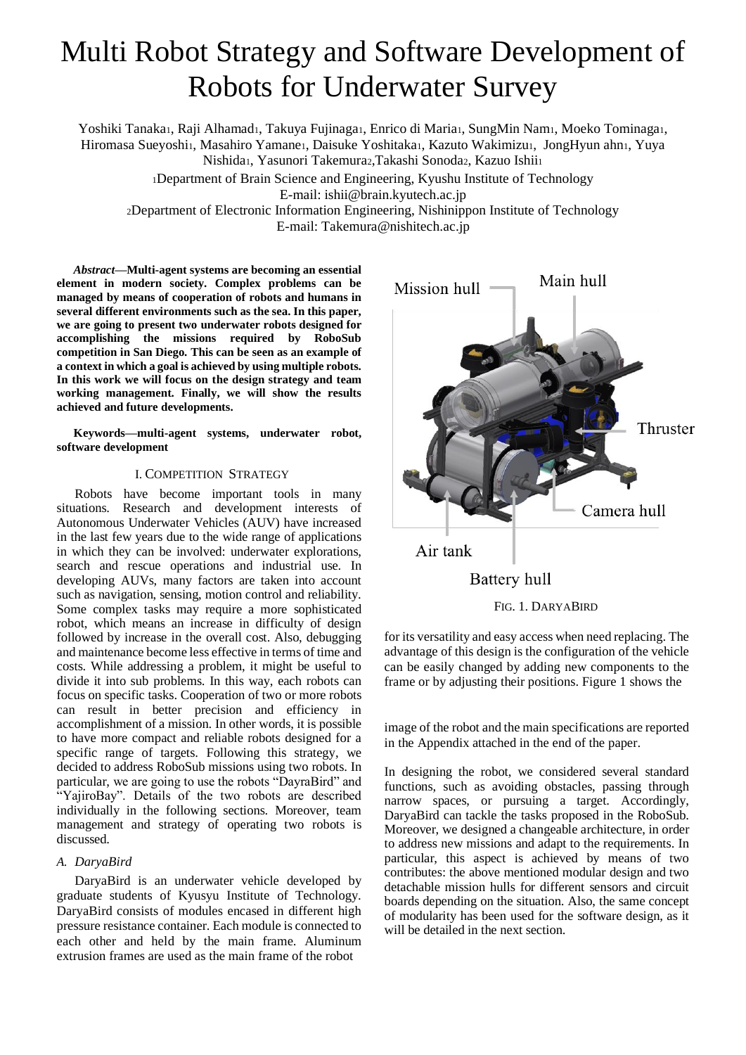# Multi Robot Strategy and Software Development of Robots for Underwater Survey

Yoshiki Tanaka[1], Raji Alhamad[1], Takuya Fujinaga[1], Enrico di Maria[1], SungMin Nam[1], Moeko Tominaga[1], Hiromasa Sueyoshi[1], Masahiro Yamane[1], Daisuke Yoshitaka[1], Kazuto Wakimizu[1], JongHyun ahn[1], Yuya Nishida[1], Yasunori Takemura[2], Takashi Sonoda[2], Kazuo Ishii[1]

[1]Department of Brain Science and Engineering, Kyushu Institute of Technology
E-mail: ishii@brain.kyutech.ac.jp

[2]Department of Electronic Information Engineering, Nishinippon Institute of Technology
E-mail: Takemura@nishitech.ac.jp

***Abstract*—Multi-agent systems are becoming an essential element in modern society. Complex problems can be managed by means of cooperation of robots and humans in several different environments such as the sea. In this paper, we are going to present two underwater robots designed for accomplishing the missions required by RoboSub competition in San Diego. This can be seen as an example of a context in which a goal is achieved by using multiple robots. In this work we will focus on the design strategy and team working management. Finally, we will show the results achieved and future developments.**

**Keywords—multi-agent systems, underwater robot, software development**

## I. Competition Strategy

Robots have become important tools in many situations. Research and development interests of Autonomous Underwater Vehicles (AUV) have increased in the last few years due to the wide range of applications in which they can be involved: underwater explorations, search and rescue operations and industrial use. In developing AUVs, many factors are taken into account such as navigation, sensing, motion control and reliability. Some complex tasks may require a more sophisticated robot, which means an increase in difficulty of design followed by increase in the overall cost. Also, debugging and maintenance become less effective in terms of time and costs. While addressing a problem, it might be useful to divide it into sub problems. In this way, each robots can focus on specific tasks. Cooperation of two or more robots can result in better precision and efficiency in accomplishment of a mission. In other words, it is possible to have more compact and reliable robots designed for a specific range of targets. Following this strategy, we decided to address RoboSub missions using two robots. In particular, we are going to use the robots "DayraBird" and "YajiroBay". Details of the two robots are described individually in the following sections. Moreover, team management and strategy of operating two robots is discussed.

### A. DaryaBird

DaryaBird is an underwater vehicle developed by graduate students of Kyusyu Institute of Technology. DaryaBird consists of modules encased in different high pressure resistance container. Each module is connected to each other and held by the main frame. Aluminum extrusion frames are used as the main frame of the robot for its versatility and easy access when need replacing. The advantage of this design is the configuration of the vehicle can be easily changed by adding new components to the frame or by adjusting their positions. Figure 1 shows the image of the robot and the main specifications are reported in the Appendix attached in the end of the paper.

Mission hull, Main hull, Thruster, Camera hull, Air tank, Battery hull

FIG. 1. DARYABIRD

In designing the robot, we considered several standard functions, such as avoiding obstacles, passing through narrow spaces, or pursuing a target. Accordingly, DaryaBird can tackle the tasks proposed in the RoboSub. Moreover, we designed a changeable architecture, in order to address new missions and adapt to the requirements. In particular, this aspect is achieved by means of two contributes: the above mentioned modular design and two detachable mission hulls for different sensors and circuit boards depending on the situation. Also, the same concept of modularity has been used for the software design, as it will be detailed in the next section.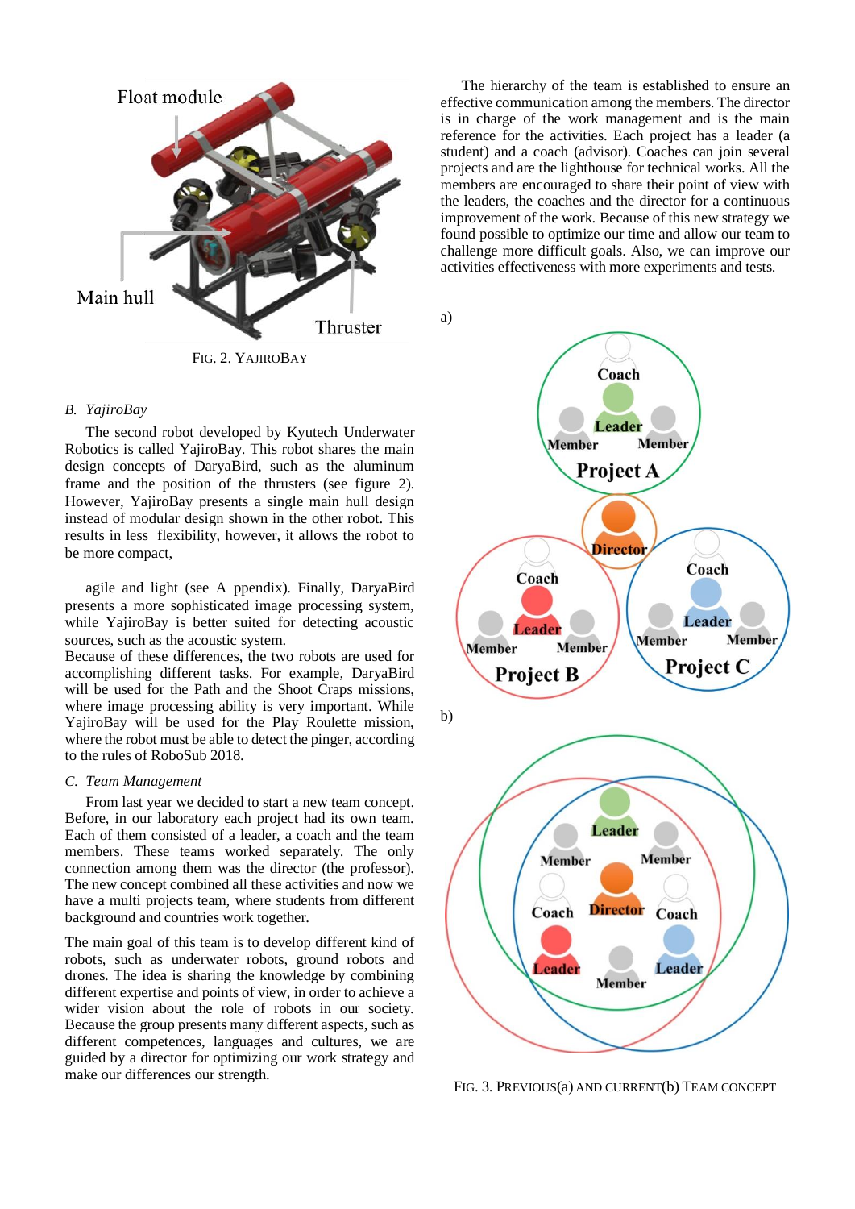FIG. 2. YAJIROBAY

### B. *YajiroBay*

The second robot developed by Kyutech Underwater Robotics is called YajiroBay. This robot shares the main design concepts of DaryaBird, such as the aluminum frame and the position of the thrusters (see figure 2). However, YajiroBay presents a single main hull design instead of modular design shown in the other robot. This results in less flexibility, however, it allows the robot to be more compact,

agile and light (see A ppendix). Finally, DaryaBird presents a more sophisticated image processing system, while YajiroBay is better suited for detecting acoustic sources, such as the acoustic system.
Because of these differences, the two robots are used for accomplishing different tasks. For example, DaryaBird will be used for the Path and the Shoot Craps missions, where image processing ability is very important. While YajiroBay will be used for the Play Roulette mission, where the robot must be able to detect the pinger, according to the rules of RoboSub 2018.

### C. *Team Management*

From last year we decided to start a new team concept. Before, in our laboratory each project had its own team. Each of them consisted of a leader, a coach and the team members. These teams worked separately. The only connection among them was the director (the professor). The new concept combined all these activities and now we have a multi projects team, where students from different background and countries work together.

The main goal of this team is to develop different kind of robots, such as underwater robots, ground robots and drones. The idea is sharing the knowledge by combining different expertise and points of view, in order to achieve a wider vision about the role of robots in our society. Because the group presents many different aspects, such as different competences, languages and cultures, we are guided by a director for optimizing our work strategy and make our differences our strength.

The hierarchy of the team is established to ensure an effective communication among the members. The director is in charge of the work management and is the main reference for the activities. Each project has a leader (a student) and a coach (advisor). Coaches can join several projects and are the lighthouse for technical works. All the members are encouraged to share their point of view with the leaders, the coaches and the director for a continuous improvement of the work. Because of this new strategy we found possible to optimize our time and allow our team to challenge more difficult goals. Also, we can improve our activities effectiveness with more experiments and tests.

FIG. 3. PREVIOUS(a) AND CURRENT(b) TEAM CONCEPT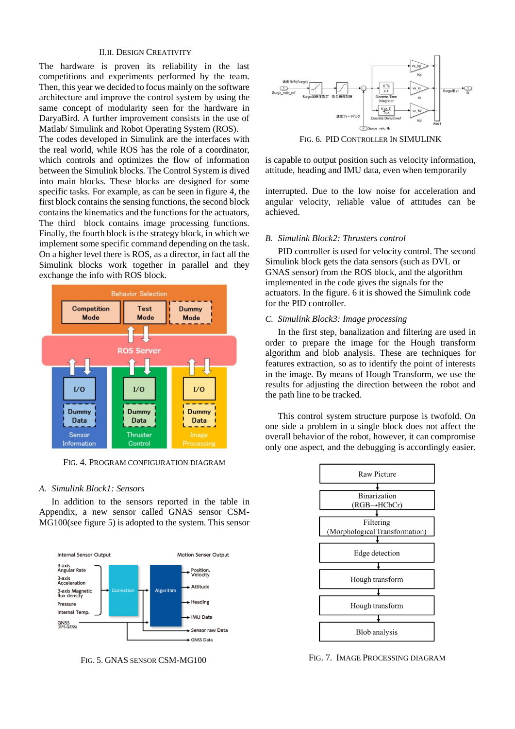## II.II. Design Creativity

The hardware is proven its reliability in the last competitions and experiments performed by the team. Then, this year we decided to focus mainly on the software architecture and improve the control system by using the same concept of modularity seen for the hardware in DaryaBird. A further improvement consists in the use of Matlab/ Simulink and Robot Operating System (ROS).

The codes developed in Simulink are the interfaces with the real world, while ROS has the role of a coordinator, which controls and optimizes the flow of information between the Simulink blocks. The Control System is dived into main blocks. These blocks are designed for some specific tasks. For example, as can be seen in figure 4, the first block contains the sensing functions, the second block contains the kinematics and the functions for the actuators, The third block contains image processing functions. Finally, the fourth block is the strategy block, in which we implement some specific command depending on the task. On a higher level there is ROS, as a director, in fact all the Simulink blocks work together in parallel and they exchange the info with ROS block.

Fig. 4. Program configuration diagram

### A. Simulink Block1: Sensors

In addition to the sensors reported in the table in Appendix, a new sensor called GNAS sensor CSM-MG100(see figure 5) is adopted to the system. This sensor is capable to output position such as velocity information, attitude, heading and IMU data, even when temporarily interrupted. Due to the low noise for acceleration and angular velocity, reliable value of attitudes can be achieved.

Fig. 5. GNAS sensor CSM-MG100

Fig. 6. PID Controller in Simulink

### B. Simulink Block2: Thrusters control

PID controller is used for velocity control. The second Simulink block gets the data sensors (such as DVL or GNAS sensor) from the ROS block, and the algorithm implemented in the code gives the signals for the actuators. In the figure. 6 it is showed the Simulink code for the PID controller.

### C. Simulink Block3: Image processing

In the first step, banalization and filtering are used in order to prepare the image for the Hough transform algorithm and blob analysis. These are techniques for features extraction, so as to identify the point of interests in the image. By means of Hough Transform, we use the results for adjusting the direction between the robot and the path line to be tracked.

This control system structure purpose is twofold. On one side a problem in a single block does not affect the overall behavior of the robot, however, it can compromise only one aspect, and the debugging is accordingly easier.

Fig. 7. Image processing diagram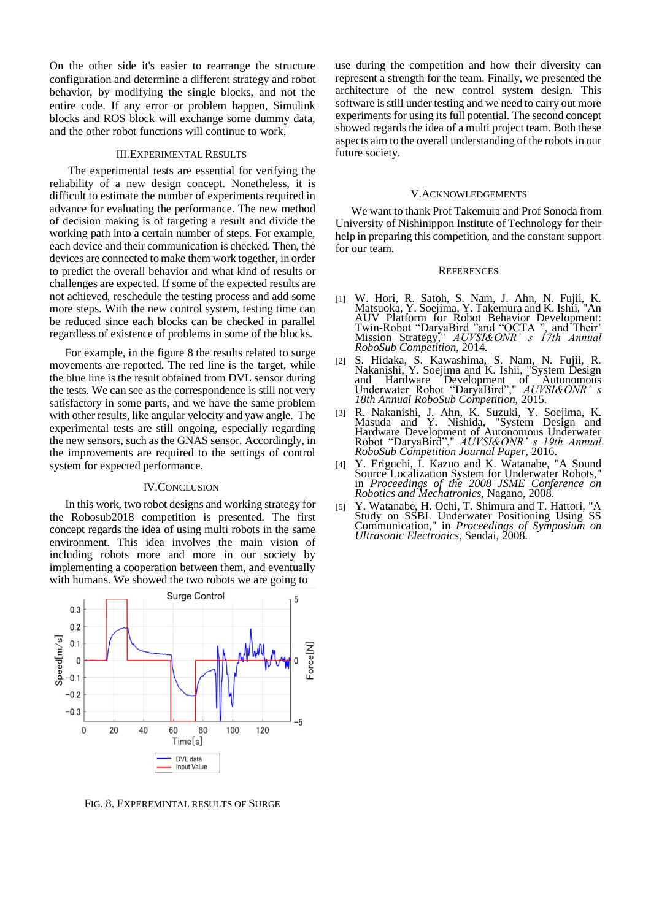On the other side it's easier to rearrange the structure configuration and determine a different strategy and robot behavior, by modifying the single blocks, and not the entire code. If any error or problem happen, Simulink blocks and ROS block will exchange some dummy data, and the other robot functions will continue to work.

## III. Experimental Results

The experimental tests are essential for verifying the reliability of a new design concept. Nonetheless, it is difficult to estimate the number of experiments required in advance for evaluating the performance. The new method of decision making is of targeting a result and divide the working path into a certain number of steps. For example, each device and their communication is checked. Then, the devices are connected to make them work together, in order to predict the overall behavior and what kind of results or challenges are expected. If some of the expected results are not achieved, reschedule the testing process and add some more steps. With the new control system, testing time can be reduced since each blocks can be checked in parallel regardless of existence of problems in some of the blocks.

For example, in the figure 8 the results related to surge movements are reported. The red line is the target, while the blue line is the result obtained from DVL sensor during the tests. We can see as the correspondence is still not very satisfactory in some parts, and we have the same problem with other results, like angular velocity and yaw angle. The experimental tests are still ongoing, especially regarding the new sensors, such as the GNAS sensor. Accordingly, in the improvements are required to the settings of control system for expected performance.

FIG. 8. EXPEREMINTAL RESULTS OF SURGE

## IV. Conclusion

In this work, two robot designs and working strategy for the Robosub2018 competition is presented. The first concept regards the idea of using multi robots in the same environment. This idea involves the main vision of including robots more and more in our society by implementing a cooperation between them, and eventually with humans. We showed the two robots we are going to use during the competition and how their diversity can represent a strength for the team. Finally, we presented the architecture of the new control system design. This software is still under testing and we need to carry out more experiments for using its full potential. The second concept showed regards the idea of a multi project team. Both these aspects aim to the overall understanding of the robots in our future society.

## V. Acknowledgements

We want to thank Prof Takemura and Prof Sonoda from University of Nishinippon Institute of Technology for their help in preparing this competition, and the constant support for our team.

## References

[1] W. Hori, R. Satoh, S. Nam, J. Ahn, N. Fujii, K. Matsuoka, Y. Soejima, Y. Takemura and K. Ishii, "An AUV Platform for Robot Behavior Development: Twin-Robot "DaryaBird "and "OCTA ", and Their' Mission Strategy," *AUVSI&ONR' s 17th Annual RoboSub Competition*, 2014.

[2] S. Hidaka, S. Kawashima, S. Nam, N. Fujii, R. Nakanishi, Y. Soejima and K. Ishii, "System Design and Hardware Development of Autonomous Underwater Robot "DaryaBird"," *AUVSI&ONR' s 18th Annual RoboSub Competition*, 2015.

[3] R. Nakanishi, J. Ahn, K. Suzuki, Y. Soejima, K. Masuda and Y. Nishida, "System Design and Hardware Development of Autonomous Underwater Robot "DaryaBird"," *AUVSI&ONR' s 19th Annual RoboSub Competition Journal Paper*, 2016.

[4] Y. Eriguchi, I. Kazuo and K. Watanabe, "A Sound Source Localization System for Underwater Robots," in *Proceedings of the 2008 JSME Conference on Robotics and Mechatronics*, Nagano, 2008.

[5] Y. Watanabe, H. Ochi, T. Shimura and T. Hattori, "A Study on SSBL Underwater Positioning Using SS Communication," in *Proceedings of Symposium on Ultrasonic Electronics*, Sendai, 2008.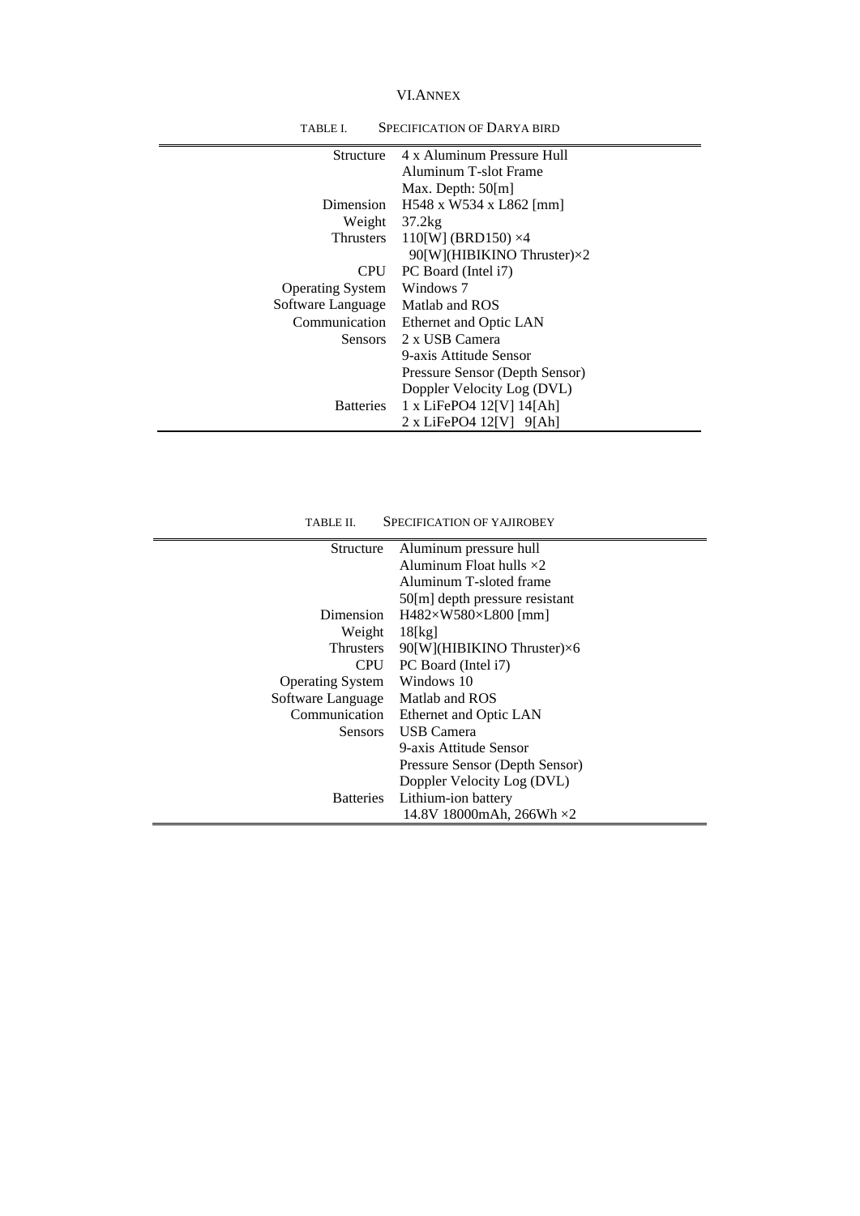# VI.ANNEX

TABLE I. SPECIFICATION OF DARYA BIRD

| | |
|---|---|
| Structure | 4 x Aluminum Pressure Hull |
| | Aluminum T-slot Frame |
| | Max. Depth: 50[m] |
| Dimension | H548 x W534 x L862 [mm] |
| Weight | 37.2kg |
| Thrusters | 110[W] (BRD150) ×4 |
| | 90[W](HIBIKINO Thruster)×2 |
| CPU | PC Board (Intel i7) |
| Operating System | Windows 7 |
| Software Language | Matlab and ROS |
| Communication | Ethernet and Optic LAN |
| Sensors | 2 x USB Camera |
| | 9-axis Attitude Sensor |
| | Pressure Sensor (Depth Sensor) |
| | Doppler Velocity Log (DVL) |
| Batteries | 1 x LiFePO4 12[V] 14[Ah] |
| | 2 x LiFePO4 12[V] 9[Ah] |

TABLE II. SPECIFICATION OF YAJIROBEY

| | |
|---|---|
| Structure | Aluminum pressure hull |
| | Aluminum Float hulls ×2 |
| | Aluminum T-sloted frame |
| | 50[m] depth pressure resistant |
| Dimension | H482×W580×L800 [mm] |
| Weight | 18[kg] |
| Thrusters | 90[W](HIBIKINO Thruster)×6 |
| CPU | PC Board (Intel i7) |
| Operating System | Windows 10 |
| Software Language | Matlab and ROS |
| Communication | Ethernet and Optic LAN |
| Sensors | USB Camera |
| | 9-axis Attitude Sensor |
| | Pressure Sensor (Depth Sensor) |
| | Doppler Velocity Log (DVL) |
| Batteries | Lithium-ion battery |
| | 14.8V 18000mAh, 266Wh ×2 |